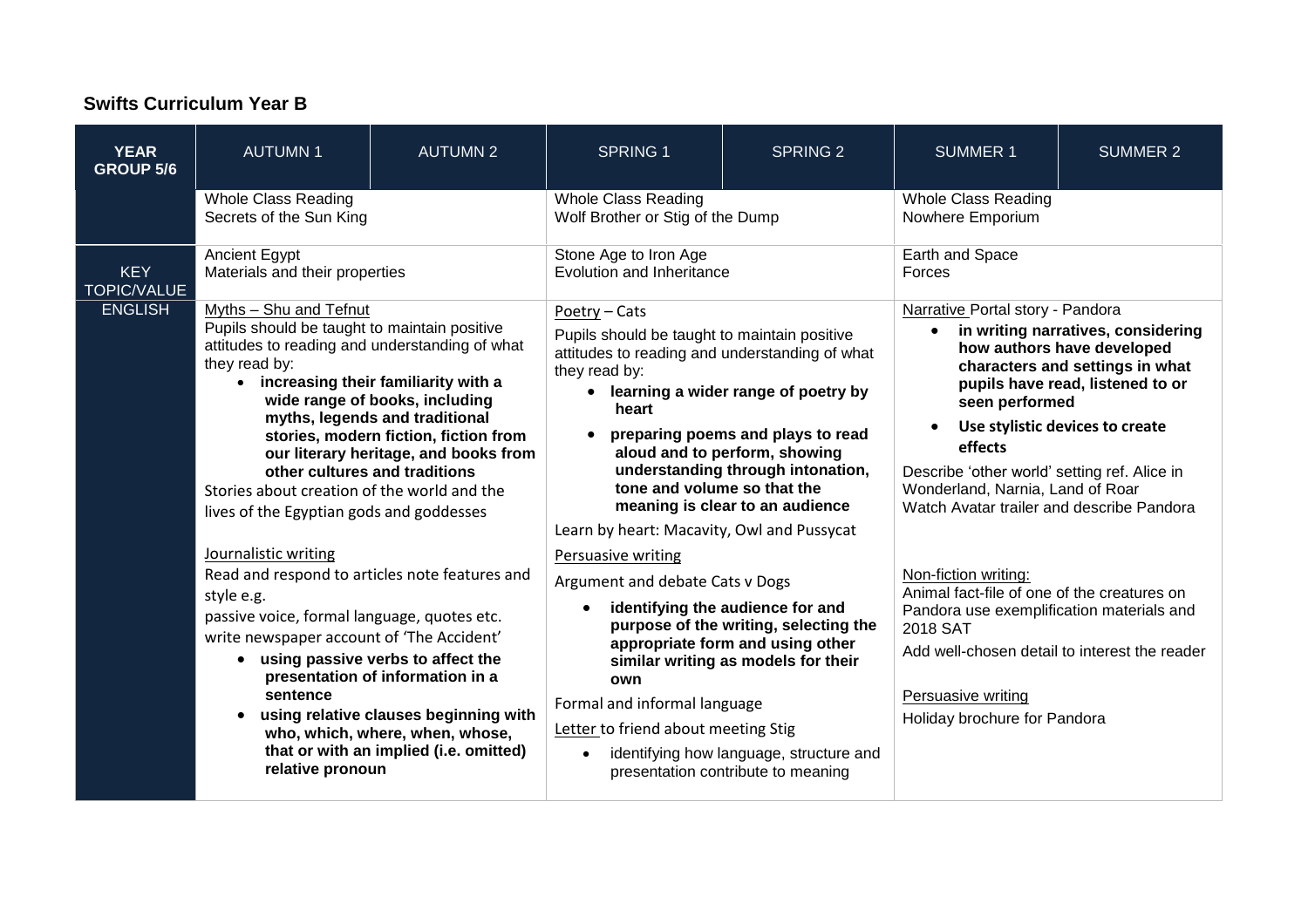## Swifts Curriculum Year B

| YEAR GROUP 5/6 | AUTUMN 1 | AUTUMN 2 | SPRING 1 | SPRING 2 | SUMMER 1 | SUMMER 2 |
|---|---|---|---|---|---|---|
| | Whole Class Reading<br>Secrets of the Sun King | | Whole Class Reading<br>Wolf Brother or Stig of the Dump | | Whole Class Reading<br>Nowhere Emporium | |
| KEY TOPIC/VALUE | Ancient Egypt<br>Materials and their properties | | Stone Age to Iron Age<br>Evolution and Inheritance | | Earth and Space<br>Forces | |
| ENGLISH | Myths – Shu and Tefnut<br>Pupils should be taught to maintain positive attitudes to reading and understanding of what they read by:<br>• **increasing their familiarity with a wide range of books, including myths, legends and traditional stories, modern fiction, fiction from our literary heritage, and books from other cultures and traditions**<br>Stories about creation of the world and the lives of the Egyptian gods and goddesses<br><br>Journalistic writing<br>Read and respond to articles note features and style e.g.<br>passive voice, formal language, quotes etc.<br>write newspaper account of 'The Accident'<br>• **using passive verbs to affect the presentation of information in a sentence**<br>• **using relative clauses beginning with who, which, where, when, whose, that or with an implied (i.e. omitted) relative pronoun** | | Poetry – Cats<br>Pupils should be taught to maintain positive attitudes to reading and understanding of what they read by:<br>• **learning a wider range of poetry by heart**<br>• **preparing poems and plays to read aloud and to perform, showing understanding through intonation, tone and volume so that the meaning is clear to an audience**<br>Learn by heart: Macavity, Owl and Pussycat<br><br>Persuasive writing<br>Argument and debate Cats v Dogs<br>• **identifying the audience for and purpose of the writing, selecting the appropriate form and using other similar writing as models for their own**<br>Formal and informal language<br>Letter to friend about meeting Stig<br>• identifying how language, structure and presentation contribute to meaning | | Narrative Portal story - Pandora<br>• **in writing narratives, considering how authors have developed characters and settings in what pupils have read, listened to or seen performed**<br>• **Use stylistic devices to create effects**<br>Describe 'other world' setting ref. Alice in Wonderland, Narnia, Land of Roar<br>Watch Avatar trailer and describe Pandora<br><br>Non-fiction writing:<br>Animal fact-file of one of the creatures on Pandora use exemplification materials and 2018 SAT<br>Add well-chosen detail to interest the reader<br><br>Persuasive writing<br>Holiday brochure for Pandora | |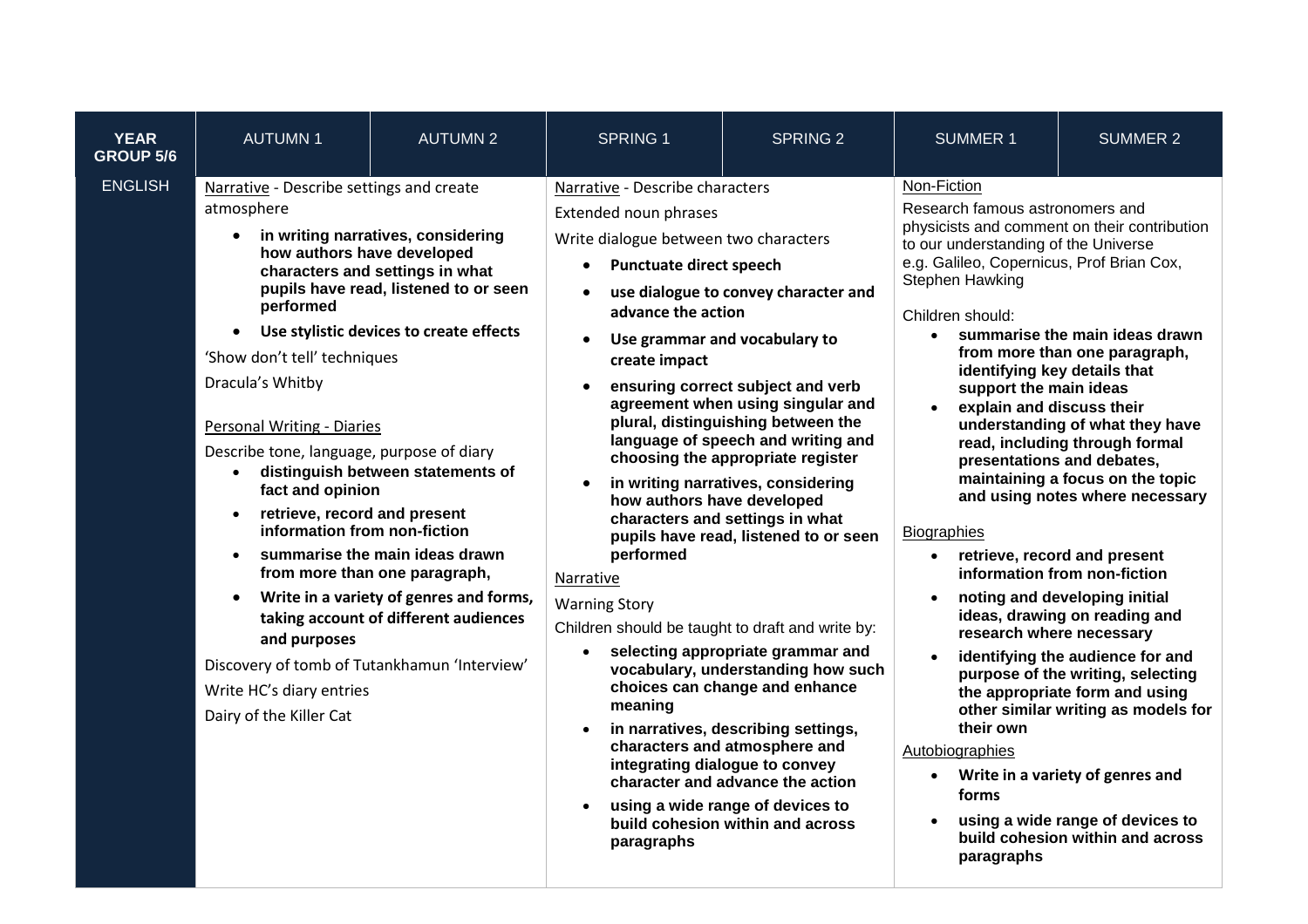| YEAR GROUP 5/6 | AUTUMN 1 | AUTUMN 2 | SPRING 1 | SPRING 2 | SUMMER 1 | SUMMER 2 |
|---|---|---|---|---|---|---|
| ENGLISH | <u>Narrative</u> - Describe settings and create atmosphere<br>• **in writing narratives, considering how authors have developed characters and settings in what pupils have read, listened to or seen performed**<br>• **Use stylistic devices to create effects**<br>'Show don't tell' techniques<br>Dracula's Whitby<br><br><u>Personal Writing - Diaries</u><br>Describe tone, language, purpose of diary<br>• **distinguish between statements of fact and opinion**<br>• **retrieve, record and present information from non-fiction**<br>• **summarise the main ideas drawn from more than one paragraph,**<br>• **Write in a variety of genres and forms, taking account of different audiences and purposes**<br>Discovery of tomb of Tutankhamun 'Interview'<br>Write HC's diary entries<br>Dairy of the Killer Cat | | <u>Narrative</u> - Describe characters<br>Extended noun phrases<br>Write dialogue between two characters<br>• **Punctuate direct speech**<br>• **use dialogue to convey character and advance the action**<br>• **Use grammar and vocabulary to create impact**<br>• **ensuring correct subject and verb agreement when using singular and plural, distinguishing between the language of speech and writing and choosing the appropriate register**<br>• **in writing narratives, considering how authors have developed characters and settings in what pupils have read, listened to or seen performed**<br><u>Narrative</u><br>Warning Story<br>Children should be taught to draft and write by:<br>• **selecting appropriate grammar and vocabulary, understanding how such choices can change and enhance meaning**<br>• **in narratives, describing settings, characters and atmosphere and integrating dialogue to convey character and advance the action**<br>• **using a wide range of devices to build cohesion within and across paragraphs** | | <u>Non-Fiction</u><br>Research famous astronomers and physicists and comment on their contribution to our understanding of the Universe e.g. Galileo, Copernicus, Prof Brian Cox, Stephen Hawking<br><br>Children should:<br>• **summarise the main ideas drawn from more than one paragraph, identifying key details that support the main ideas**<br>• **explain and discuss their understanding of what they have read, including through formal presentations and debates, maintaining a focus on the topic and using notes where necessary**<br><br><u>Biographies</u><br>• **retrieve, record and present information from non-fiction**<br>• **noting and developing initial ideas, drawing on reading and research where necessary**<br>• **identifying the audience for and purpose of the writing, selecting the appropriate form and using other similar writing as models for their own**<br><u>Autobiographies</u><br>• **Write in a variety of genres and forms**<br>• **using a wide range of devices to build cohesion within and across paragraphs** | |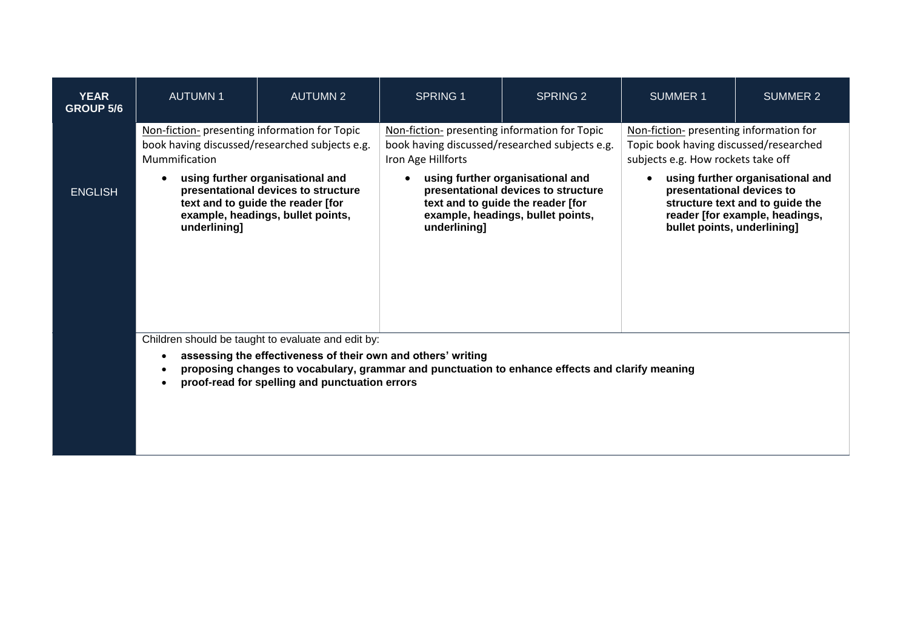| YEAR GROUP 5/6 | AUTUMN 1 | AUTUMN 2 | SPRING 1 | SPRING 2 | SUMMER 1 | SUMMER 2 |
|---|---|---|---|---|---|---|
| ENGLISH | Non-fiction- presenting information for Topic book having discussed/researched subjects e.g. Mummification<br><br>• **using further organisational and presentational devices to structure text and to guide the reader [for example, headings, bullet points, underlining]** | | Non-fiction- presenting information for Topic book having discussed/researched subjects e.g. Iron Age Hillforts<br><br>• **using further organisational and presentational devices to structure text and to guide the reader [for example, headings, bullet points, underlining]** | | Non-fiction- presenting information for Topic book having discussed/researched subjects e.g. How rockets take off<br><br>• **using further organisational and presentational devices to structure text and to guide the reader [for example, headings, bullet points, underlining]** | |
| | Children should be taught to evaluate and edit by:<br><br>• **assessing the effectiveness of their own and others' writing**<br>• **proposing changes to vocabulary, grammar and punctuation to enhance effects and clarify meaning**<br>• **proof-read for spelling and punctuation errors** | | | | | |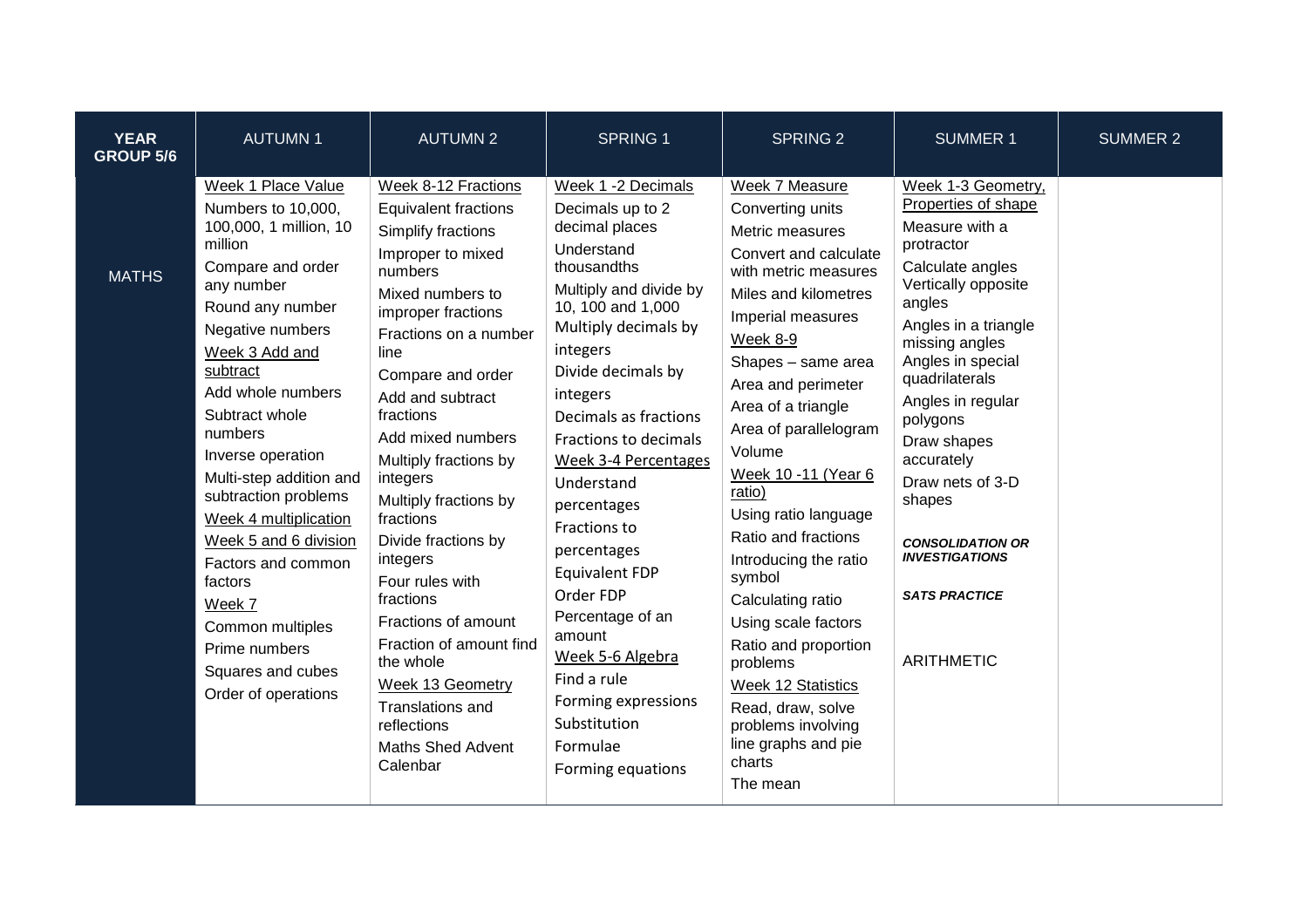| YEAR GROUP 5/6 | AUTUMN 1 | AUTUMN 2 | SPRING 1 | SPRING 2 | SUMMER 1 | SUMMER 2 |
|---|---|---|---|---|---|---|
| MATHS | Week 1 Place Value<br>Numbers to 10,000, 100,000, 1 million, 10 million<br>Compare and order any number<br>Round any number<br>Negative numbers<br>Week 3 Add and subtract<br>Add whole numbers<br>Subtract whole numbers<br>Inverse operation<br>Multi-step addition and subtraction problems<br>Week 4 multiplication<br>Week 5 and 6 division<br>Factors and common factors<br>Week 7<br>Common multiples<br>Prime numbers<br>Squares and cubes<br>Order of operations | Week 8-12 Fractions<br>Equivalent fractions<br>Simplify fractions<br>Improper to mixed numbers<br>Mixed numbers to improper fractions<br>Fractions on a number line<br>Compare and order<br>Add and subtract fractions<br>Add mixed numbers<br>Multiply fractions by integers<br>Multiply fractions by fractions<br>Divide fractions by integers<br>Four rules with fractions<br>Fractions of amount<br>Fraction of amount find the whole<br>Week 13 Geometry<br>Translations and reflections<br>Maths Shed Advent Calenbar | Week 1 -2 Decimals<br>Decimals up to 2 decimal places<br>Understand thousandths<br>Multiply and divide by 10, 100 and 1,000<br>Multiply decimals by integers<br>Divide decimals by integers<br>Decimals as fractions<br>Fractions to decimals<br>Week 3-4 Percentages<br>Understand percentages<br>Fractions to percentages<br>Equivalent FDP<br>Order FDP<br>Percentage of an amount<br>Week 5-6 Algebra<br>Find a rule<br>Forming expressions<br>Substitution<br>Formulae<br>Forming equations | Week 7 Measure<br>Converting units<br>Metric measures<br>Convert and calculate with metric measures<br>Miles and kilometres<br>Imperial measures<br>Week 8-9<br>Shapes – same area<br>Area and perimeter<br>Area of a triangle<br>Area of parallelogram<br>Volume<br>Week 10 -11 (Year 6 ratio)<br>Using ratio language<br>Ratio and fractions<br>Introducing the ratio symbol<br>Calculating ratio<br>Using scale factors<br>Ratio and proportion problems<br>Week 12 Statistics<br>Read, draw, solve problems involving line graphs and pie charts<br>The mean | Week 1-3 Geometry, Properties of shape<br>Measure with a protractor<br>Calculate angles<br>Vertically opposite angles<br>Angles in a triangle missing angles<br>Angles in special quadrilaterals<br>Angles in regular polygons<br>Draw shapes accurately<br>Draw nets of 3-D shapes<br>***CONSOLIDATION OR INVESTIGATIONS***<br>***SATS PRACTICE***<br>ARITHMETIC | |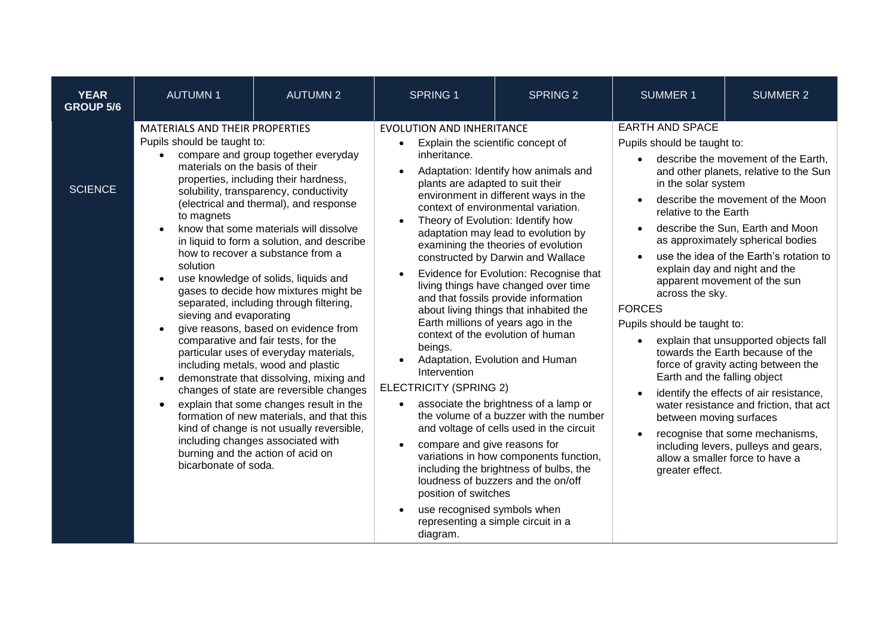| YEAR GROUP 5/6 | AUTUMN 1 | AUTUMN 2 | SPRING 1 | SPRING 2 | SUMMER 1 | SUMMER 2 |
|---|---|---|---|---|---|---|
| SCIENCE | MATERIALS AND THEIR PROPERTIES<br>Pupils should be taught to:<br>• compare and group together everyday materials on the basis of their properties, including their hardness, solubility, transparency, conductivity (electrical and thermal), and response to magnets<br>• know that some materials will dissolve in liquid to form a solution, and describe how to recover a substance from a solution<br>• use knowledge of solids, liquids and gases to decide how mixtures might be separated, including through filtering, sieving and evaporating<br>• give reasons, based on evidence from comparative and fair tests, for the particular uses of everyday materials, including metals, wood and plastic<br>• demonstrate that dissolving, mixing and changes of state are reversible changes<br>• explain that some changes result in the formation of new materials, and that this kind of change is not usually reversible, including changes associated with burning and the action of acid on bicarbonate of soda. | | EVOLUTION AND INHERITANCE<br>• Explain the scientific concept of inheritance.<br>• Adaptation: Identify how animals and plants are adapted to suit their environment in different ways in the context of environmental variation.<br>• Theory of Evolution: Identify how adaptation may lead to evolution by examining the theories of evolution constructed by Darwin and Wallace<br>• Evidence for Evolution: Recognise that living things have changed over time and that fossils provide information about living things that inhabited the Earth millions of years ago in the context of the evolution of human beings.<br>• Adaptation, Evolution and Human Intervention<br>ELECTRICITY (SPRING 2)<br>• associate the brightness of a lamp or the volume of a buzzer with the number and voltage of cells used in the circuit<br>• compare and give reasons for variations in how components function, including the brightness of bulbs, the loudness of buzzers and the on/off position of switches<br>• use recognised symbols when representing a simple circuit in a diagram. | | EARTH AND SPACE<br>Pupils should be taught to:<br>• describe the movement of the Earth, and other planets, relative to the Sun in the solar system<br>• describe the movement of the Moon relative to the Earth<br>• describe the Sun, Earth and Moon as approximately spherical bodies<br>• use the idea of the Earth's rotation to explain day and night and the apparent movement of the sun across the sky.<br>FORCES<br>Pupils should be taught to:<br>• explain that unsupported objects fall towards the Earth because of the force of gravity acting between the Earth and the falling object<br>• identify the effects of air resistance, water resistance and friction, that act between moving surfaces<br>• recognise that some mechanisms, including levers, pulleys and gears, allow a smaller force to have a greater effect. | |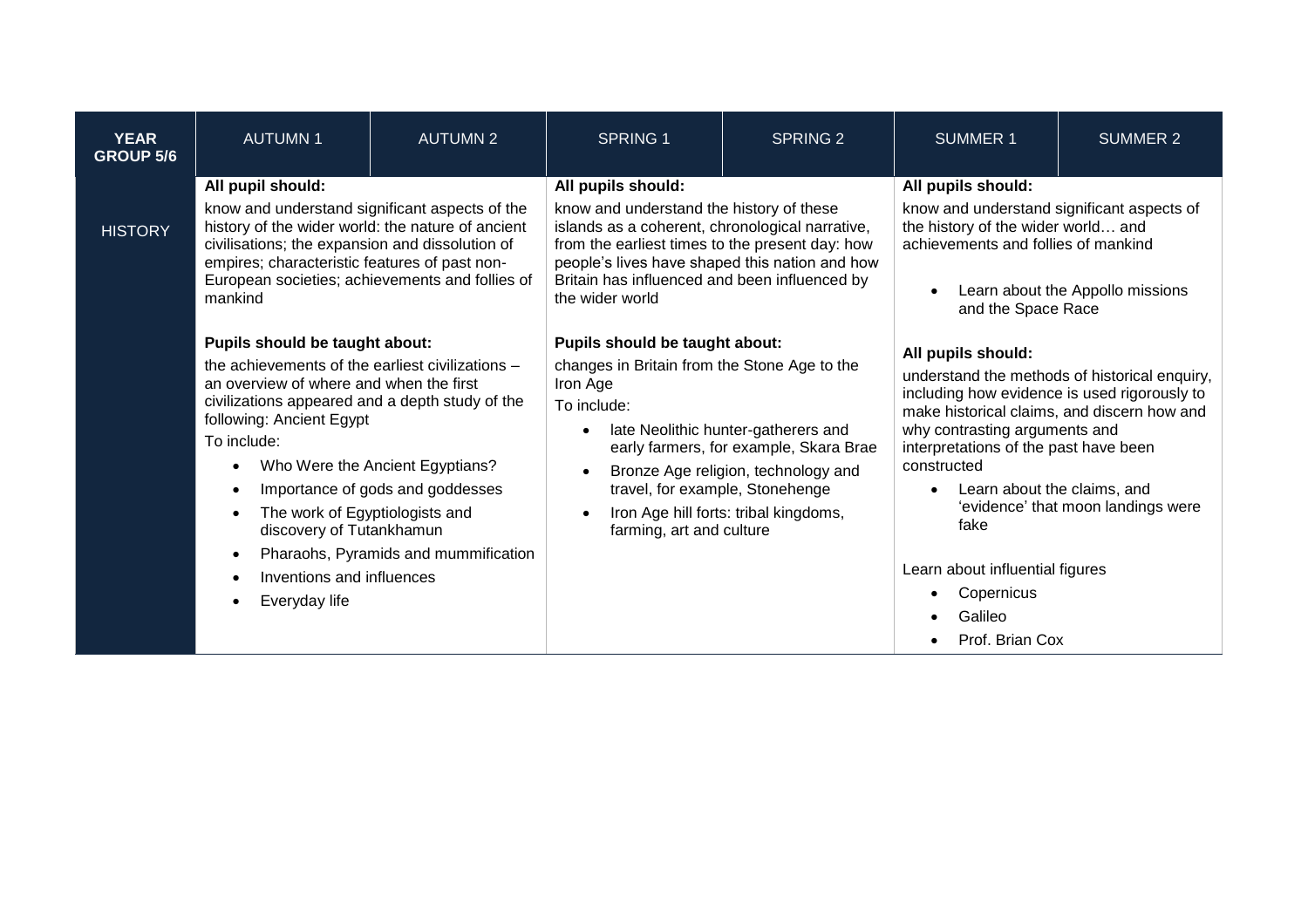| YEAR GROUP 5/6 | AUTUMN 1 | AUTUMN 2 | SPRING 1 | SPRING 2 | SUMMER 1 | SUMMER 2 |
|---|---|---|---|---|---|---|
| HISTORY | **All pupil should:**<br><br>know and understand significant aspects of the history of the wider world: the nature of ancient civilisations; the expansion and dissolution of empires; characteristic features of past non-European societies; achievements and follies of mankind<br><br>**Pupils should be taught about:**<br><br>the achievements of the earliest civilizations – an overview of where and when the first civilizations appeared and a depth study of the following: Ancient Egypt<br><br>To include:<br><br>• Who Were the Ancient Egyptians?<br>• Importance of gods and goddesses<br>• The work of Egyptiologists and discovery of Tutankhamun<br>• Pharaohs, Pyramids and mummification<br>• Inventions and influences<br>• Everyday life | | **All pupils should:**<br><br>know and understand the history of these islands as a coherent, chronological narrative, from the earliest times to the present day: how people's lives have shaped this nation and how Britain has influenced and been influenced by the wider world<br><br>**Pupils should be taught about:**<br><br>changes in Britain from the Stone Age to the Iron Age<br><br>To include:<br><br>• late Neolithic hunter-gatherers and early farmers, for example, Skara Brae<br>• Bronze Age religion, technology and travel, for example, Stonehenge<br>• Iron Age hill forts: tribal kingdoms, farming, art and culture | | **All pupils should:**<br><br>know and understand significant aspects of the history of the wider world… and achievements and follies of mankind<br><br>• Learn about the Appollo missions and the Space Race<br><br>**All pupils should:**<br><br>understand the methods of historical enquiry, including how evidence is used rigorously to make historical claims, and discern how and why contrasting arguments and interpretations of the past have been constructed<br><br>• Learn about the claims, and 'evidence' that moon landings were fake<br><br>Learn about influential figures<br><br>• Copernicus<br>• Galileo<br>• Prof. Brian Cox | |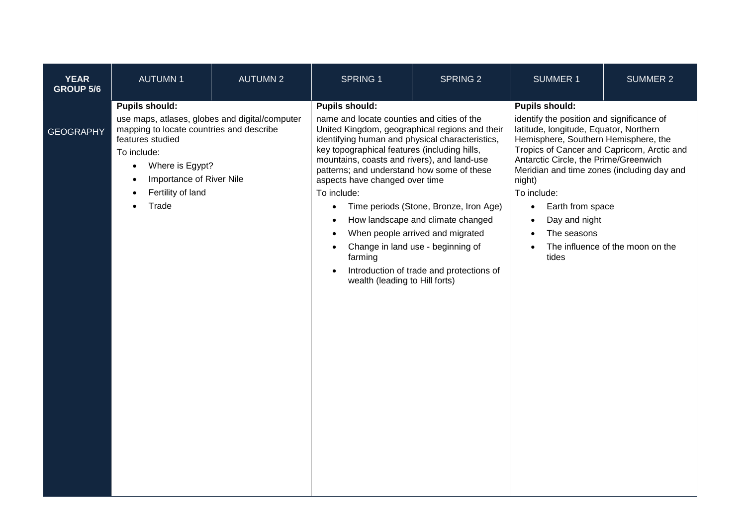| YEAR GROUP 5/6 | AUTUMN 1 | AUTUMN 2 | SPRING 1 | SPRING 2 | SUMMER 1 | SUMMER 2 |
|---|---|---|---|---|---|---|
| GEOGRAPHY | **Pupils should:**<br>use maps, atlases, globes and digital/computer mapping to locate countries and describe features studied<br>To include:<br>• Where is Egypt?<br>• Importance of River Nile<br>• Fertility of land<br>• Trade | | **Pupils should:**<br>name and locate counties and cities of the United Kingdom, geographical regions and their identifying human and physical characteristics, key topographical features (including hills, mountains, coasts and rivers), and land-use patterns; and understand how some of these aspects have changed over time<br>To include:<br>• Time periods (Stone, Bronze, Iron Age)<br>• How landscape and climate changed<br>• When people arrived and migrated<br>• Change in land use - beginning of farming<br>• Introduction of trade and protections of wealth (leading to Hill forts) | | **Pupils should:**<br>identify the position and significance of latitude, longitude, Equator, Northern Hemisphere, Southern Hemisphere, the Tropics of Cancer and Capricorn, Arctic and Antarctic Circle, the Prime/Greenwich Meridian and time zones (including day and night)<br>To include:<br>• Earth from space<br>• Day and night<br>• The seasons<br>• The influence of the moon on the tides | |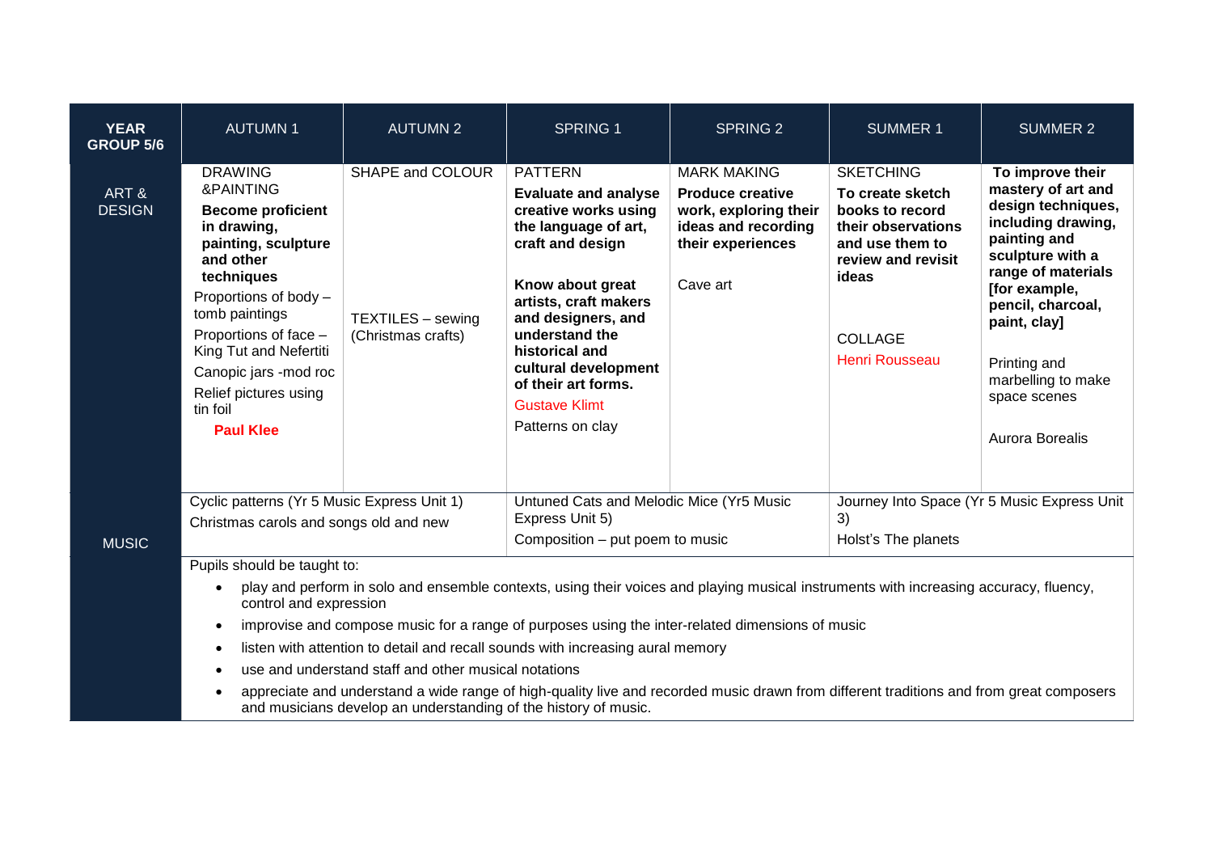| YEAR GROUP 5/6 | AUTUMN 1 | AUTUMN 2 | SPRING 1 | SPRING 2 | SUMMER 1 | SUMMER 2 |
|---|---|---|---|---|---|---|
| ART & DESIGN | DRAWING &PAINTING<br>**Become proficient in drawing, painting, sculpture and other techniques**<br>Proportions of body – tomb paintings<br>Proportions of face – King Tut and Nefertiti<br>Canopic jars -mod roc<br>Relief pictures using tin foil<br>**Paul Klee** | SHAPE and COLOUR<br><br>TEXTILES – sewing (Christmas crafts) | PATTERN<br>**Evaluate and analyse creative works using the language of art, craft and design**<br>**Know about great artists, craft makers and designers, and understand the historical and cultural development of their art forms.**<br>Gustave Klimt<br>Patterns on clay | MARK MAKING<br>**Produce creative work, exploring their ideas and recording their experiences**<br>Cave art | SKETCHING<br>**To create sketch books to record their observations and use them to review and revisit ideas**<br>COLLAGE<br>Henri Rousseau | **To improve their mastery of art and design techniques, including drawing, painting and sculpture with a range of materials [for example, pencil, charcoal, paint, clay]**<br>Printing and marbelling to make space scenes<br>Aurora Borealis |
| MUSIC | Cyclic patterns (Yr 5 Music Express Unit 1)<br>Christmas carols and songs old and new | | Untuned Cats and Melodic Mice (Yr5 Music Express Unit 5)<br>Composition – put poem to music | | Journey Into Space (Yr 5 Music Express Unit 3)<br>Holst's The planets | |
| | Pupils should be taught to:<br>• play and perform in solo and ensemble contexts, using their voices and playing musical instruments with increasing accuracy, fluency, control and expression<br>• improvise and compose music for a range of purposes using the inter-related dimensions of music<br>• listen with attention to detail and recall sounds with increasing aural memory<br>• use and understand staff and other musical notations<br>• appreciate and understand a wide range of high-quality live and recorded music drawn from different traditions and from great composers and musicians develop an understanding of the history of music. | | | | | |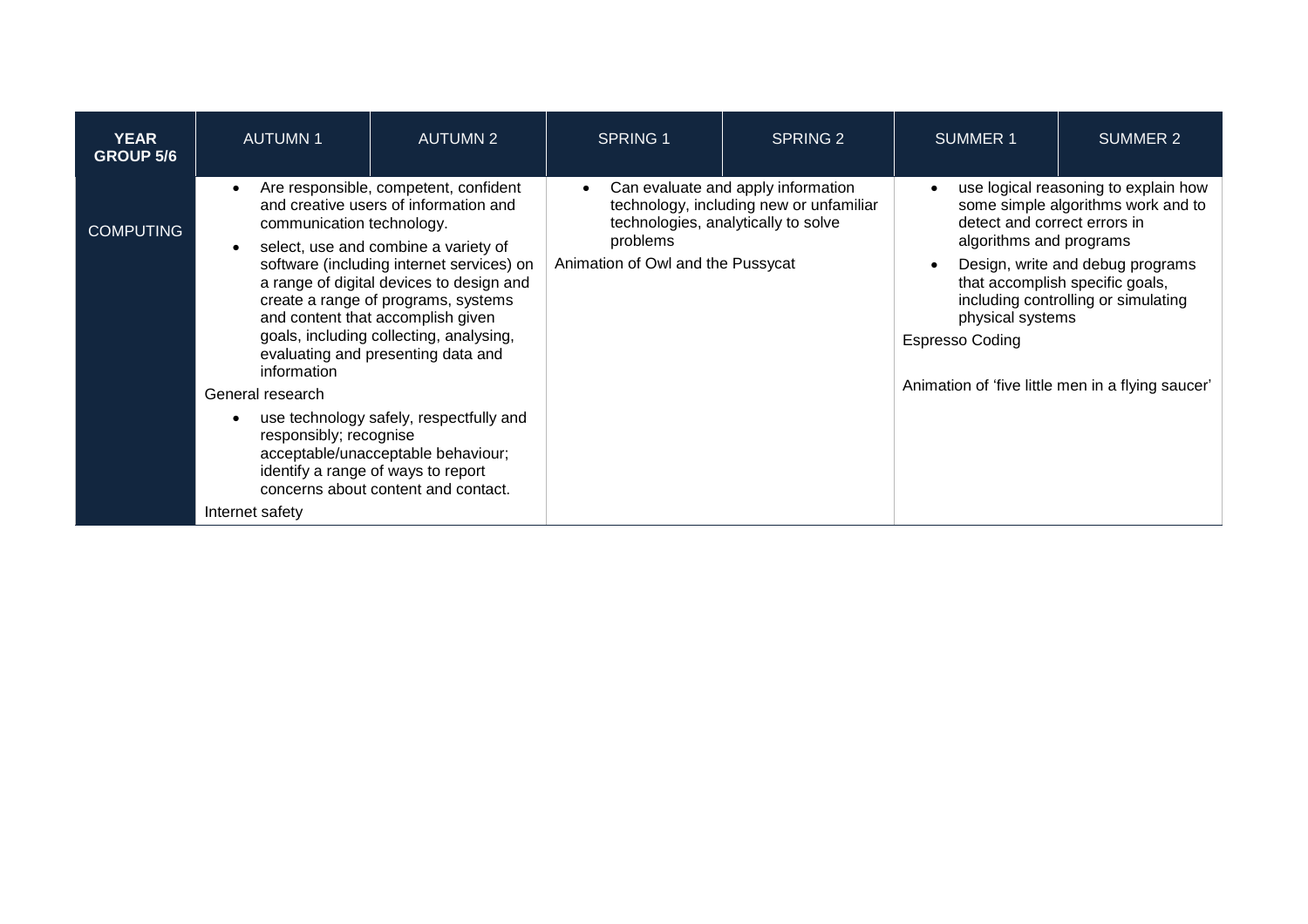| YEAR GROUP 5/6 | AUTUMN 1 | AUTUMN 2 | SPRING 1 | SPRING 2 | SUMMER 1 | SUMMER 2 |
|---|---|---|---|---|---|---|
| COMPUTING | • Are responsible, competent, confident and creative users of information and communication technology.<br>• select, use and combine a variety of software (including internet services) on a range of digital devices to design and create a range of programs, systems and content that accomplish given goals, including collecting, analysing, evaluating and presenting data and information<br>General research<br>• use technology safely, respectfully and responsibly; recognise acceptable/unacceptable behaviour; identify a range of ways to report concerns about content and contact.<br>Internet safety | | • Can evaluate and apply information technology, including new or unfamiliar technologies, analytically to solve problems<br>Animation of Owl and the Pussycat | | • use logical reasoning to explain how some simple algorithms work and to detect and correct errors in algorithms and programs<br>• Design, write and debug programs that accomplish specific goals, including controlling or simulating physical systems<br>Espresso Coding<br><br>Animation of 'five little men in a flying saucer' | |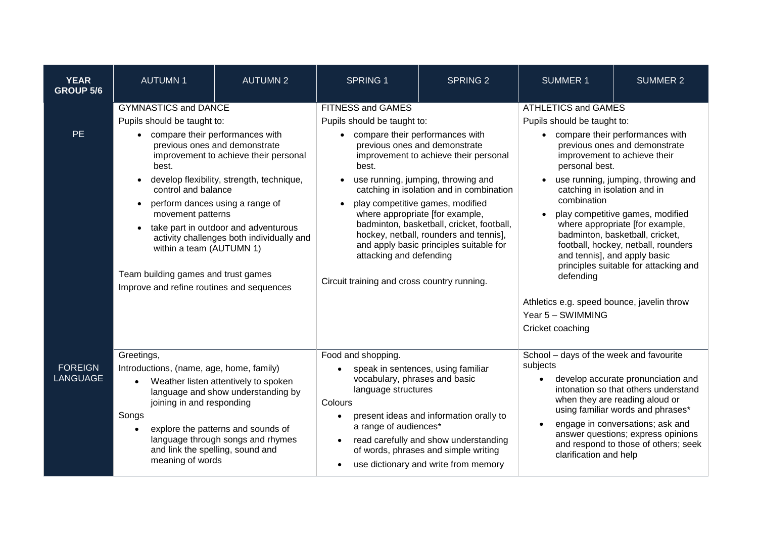| YEAR GROUP 5/6 | AUTUMN 1 | AUTUMN 2 | SPRING 1 | SPRING 2 | SUMMER 1 | SUMMER 2 |
|---|---|---|---|---|---|---|
| PE | GYMNASTICS and DANCE<br>Pupils should be taught to:<br>• compare their performances with previous ones and demonstrate improvement to achieve their personal best.<br>• develop flexibility, strength, technique, control and balance<br>• perform dances using a range of movement patterns<br>• take part in outdoor and adventurous activity challenges both individually and within a team (AUTUMN 1)<br><br>Team building games and trust games<br>Improve and refine routines and sequences | | FITNESS and GAMES<br>Pupils should be taught to:<br>• compare their performances with previous ones and demonstrate improvement to achieve their personal best.<br>• use running, jumping, throwing and catching in isolation and in combination<br>• play competitive games, modified where appropriate [for example, badminton, basketball, cricket, football, hockey, netball, rounders and tennis], and apply basic principles suitable for attacking and defending<br><br>Circuit training and cross country running. | | ATHLETICS and GAMES<br>Pupils should be taught to:<br>• compare their performances with previous ones and demonstrate improvement to achieve their personal best.<br>• use running, jumping, throwing and catching in isolation and in combination<br>• play competitive games, modified where appropriate [for example, badminton, basketball, cricket, football, hockey, netball, rounders and tennis], and apply basic principles suitable for attacking and defending<br><br>Athletics e.g. speed bounce, javelin throw<br>Year 5 – SWIMMING<br>Cricket coaching | |
| FOREIGN LANGUAGE | Greetings,<br>Introductions, (name, age, home, family)<br>• Weather listen attentively to spoken language and show understanding by joining in and responding<br>Songs<br>• explore the patterns and sounds of language through songs and rhymes and link the spelling, sound and meaning of words | | Food and shopping.<br>• speak in sentences, using familiar vocabulary, phrases and basic language structures<br>Colours<br>• present ideas and information orally to a range of audiences*<br>• read carefully and show understanding of words, phrases and simple writing<br>• use dictionary and write from memory | | School – days of the week and favourite subjects<br>• develop accurate pronunciation and intonation so that others understand when they are reading aloud or using familiar words and phrases*<br>• engage in conversations; ask and answer questions; express opinions and respond to those of others; seek clarification and help | |